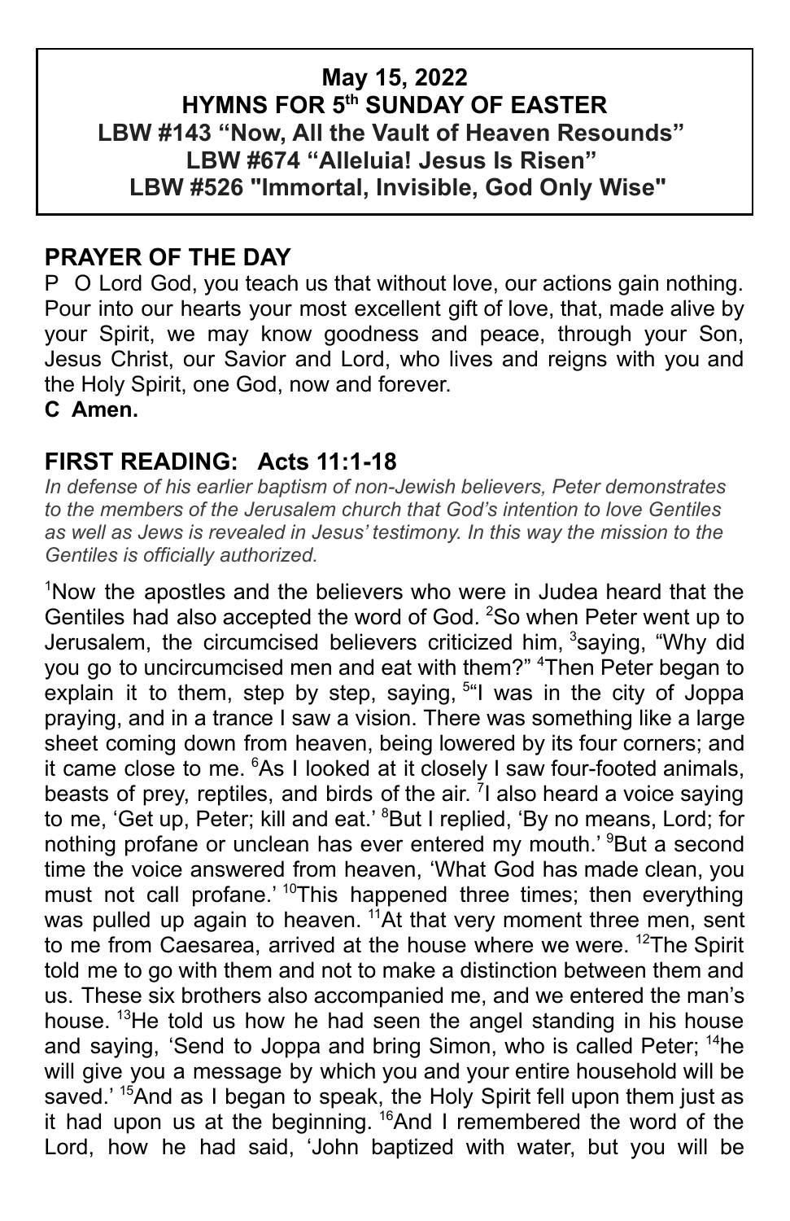**May 15, 2022**
**HYMNS FOR 5th SUNDAY OF EASTER**
**LBW #143 "Now, All the Vault of Heaven Resounds"**
**LBW #674 "Alleluia! Jesus Is Risen"**
**LBW #526 "Immortal, Invisible, God Only Wise"**

## PRAYER OF THE DAY

P O Lord God, you teach us that without love, our actions gain nothing. Pour into our hearts your most excellent gift of love, that, made alive by your Spirit, we may know goodness and peace, through your Son, Jesus Christ, our Savior and Lord, who lives and reigns with you and the Holy Spirit, one God, now and forever.

**C Amen.**

## FIRST READING: Acts 11:1-18

*In defense of his earlier baptism of non-Jewish believers, Peter demonstrates to the members of the Jerusalem church that God's intention to love Gentiles as well as Jews is revealed in Jesus' testimony. In this way the mission to the Gentiles is officially authorized.*

[1]Now the apostles and the believers who were in Judea heard that the Gentiles had also accepted the word of God. [2]So when Peter went up to Jerusalem, the circumcised believers criticized him, [3]saying, "Why did you go to uncircumcised men and eat with them?" [4]Then Peter began to explain it to them, step by step, saying, [5]"I was in the city of Joppa praying, and in a trance I saw a vision. There was something like a large sheet coming down from heaven, being lowered by its four corners; and it came close to me. [6]As I looked at it closely I saw four-footed animals, beasts of prey, reptiles, and birds of the air. [7]I also heard a voice saying to me, 'Get up, Peter; kill and eat.' [8]But I replied, 'By no means, Lord; for nothing profane or unclean has ever entered my mouth.' [9]But a second time the voice answered from heaven, 'What God has made clean, you must not call profane.' [10]This happened three times; then everything was pulled up again to heaven. [11]At that very moment three men, sent to me from Caesarea, arrived at the house where we were. [12]The Spirit told me to go with them and not to make a distinction between them and us. These six brothers also accompanied me, and we entered the man's house. [13]He told us how he had seen the angel standing in his house and saying, 'Send to Joppa and bring Simon, who is called Peter; [14]he will give you a message by which you and your entire household will be saved.' [15]And as I began to speak, the Holy Spirit fell upon them just as it had upon us at the beginning. [16]And I remembered the word of the Lord, how he had said, 'John baptized with water, but you will be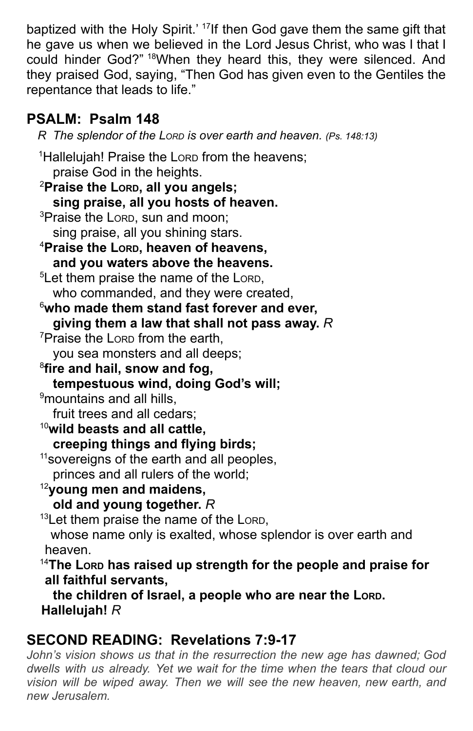baptized with the Holy Spirit.' [17]If then God gave them the same gift that he gave us when we believed in the Lord Jesus Christ, who was I that I could hinder God?" [18]When they heard this, they were silenced. And they praised God, saying, "Then God has given even to the Gentiles the repentance that leads to life."

## PSALM: Psalm 148

*R The splendor of the LORD is over earth and heaven. (Ps. 148:13)*

[1]Hallelujah! Praise the LORD from the heavens;
praise God in the heights.
**[2]Praise the LORD, all you angels;**
**sing praise, all you hosts of heaven.**
[3]Praise the LORD, sun and moon;
sing praise, all you shining stars.
**[4]Praise the LORD, heaven of heavens,**
**and you waters above the heavens.**
[5]Let them praise the name of the LORD,
who commanded, and they were created,
**[6]who made them stand fast forever and ever,**
**giving them a law that shall not pass away.** *R*
[7]Praise the LORD from the earth,
you sea monsters and all deeps;
**[8]fire and hail, snow and fog,**
**tempestuous wind, doing God's will;**
[9]mountains and all hills,
fruit trees and all cedars;
**[10]wild beasts and all cattle,**
**creeping things and flying birds;**
[11]sovereigns of the earth and all peoples,
princes and all rulers of the world;
**[12]young men and maidens,**
**old and young together.** *R*
[13]Let them praise the name of the LORD,
whose name only is exalted, whose splendor is over earth and heaven.
**[14]The LORD has raised up strength for the people and praise for all faithful servants,**
**the children of Israel, a people who are near the LORD.**
**Hallelujah!** *R*

## SECOND READING: Revelations 7:9-17

*John's vision shows us that in the resurrection the new age has dawned; God dwells with us already. Yet we wait for the time when the tears that cloud our vision will be wiped away. Then we will see the new heaven, new earth, and new Jerusalem.*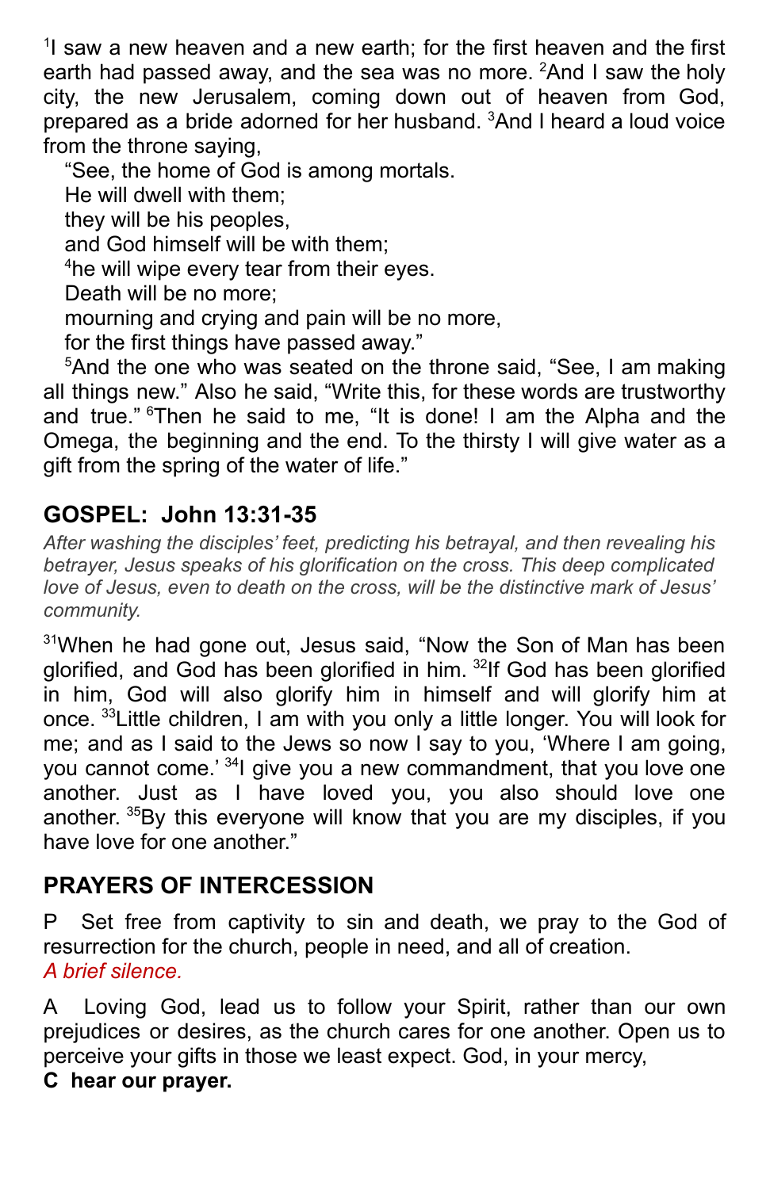[1]I saw a new heaven and a new earth; for the first heaven and the first earth had passed away, and the sea was no more. [2]And I saw the holy city, the new Jerusalem, coming down out of heaven from God, prepared as a bride adorned for her husband. [3]And I heard a loud voice from the throne saying,

“See, the home of God is among mortals.
He will dwell with them;
they will be his peoples,
and God himself will be with them;
[4]he will wipe every tear from their eyes.
Death will be no more;
mourning and crying and pain will be no more,
for the first things have passed away.”

[5]And the one who was seated on the throne said, “See, I am making all things new.” Also he said, “Write this, for these words are trustworthy and true.” [6]Then he said to me, “It is done! I am the Alpha and the Omega, the beginning and the end. To the thirsty I will give water as a gift from the spring of the water of life.”

## GOSPEL: John 13:31-35

*After washing the disciples’ feet, predicting his betrayal, and then revealing his betrayer, Jesus speaks of his glorification on the cross. This deep complicated love of Jesus, even to death on the cross, will be the distinctive mark of Jesus’ community.*

[31]When he had gone out, Jesus said, “Now the Son of Man has been glorified, and God has been glorified in him. [32]If God has been glorified in him, God will also glorify him in himself and will glorify him at once. [33]Little children, I am with you only a little longer. You will look for me; and as I said to the Jews so now I say to you, ‘Where I am going, you cannot come.’ [34]I give you a new commandment, that you love one another. Just as I have loved you, you also should love one another. [35]By this everyone will know that you are my disciples, if you have love for one another.”

## PRAYERS OF INTERCESSION

P Set free from captivity to sin and death, we pray to the God of resurrection for the church, people in need, and all of creation.
*A brief silence.*

A Loving God, lead us to follow your Spirit, rather than our own prejudices or desires, as the church cares for one another. Open us to perceive your gifts in those we least expect. God, in your mercy,
**C hear our prayer.**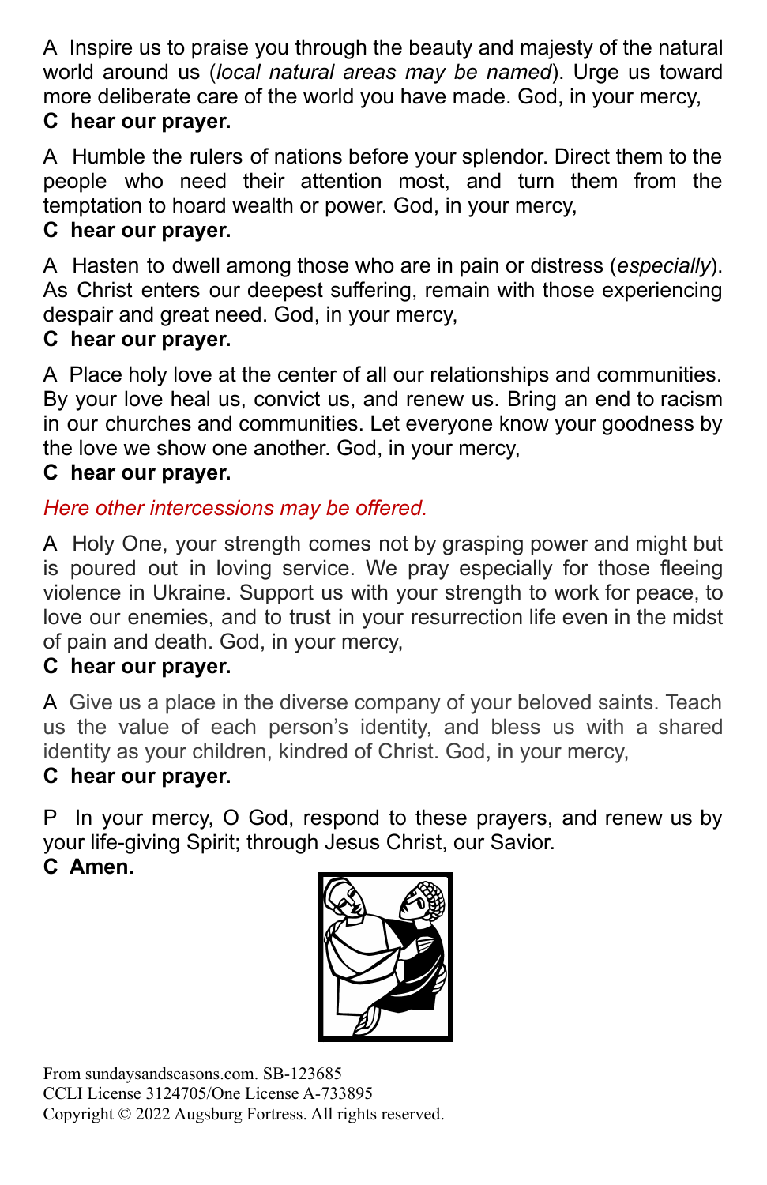A Inspire us to praise you through the beauty and majesty of the natural world around us (*local natural areas may be named*). Urge us toward more deliberate care of the world you have made. God, in your mercy,
**C hear our prayer.**

A Humble the rulers of nations before your splendor. Direct them to the people who need their attention most, and turn them from the temptation to hoard wealth or power. God, in your mercy,
**C hear our prayer.**

A Hasten to dwell among those who are in pain or distress (*especially*). As Christ enters our deepest suffering, remain with those experiencing despair and great need. God, in your mercy,
**C hear our prayer.**

A Place holy love at the center of all our relationships and communities. By your love heal us, convict us, and renew us. Bring an end to racism in our churches and communities. Let everyone know your goodness by the love we show one another. God, in your mercy,
**C hear our prayer.**

*Here other intercessions may be offered.*

A Holy One, your strength comes not by grasping power and might but is poured out in loving service. We pray especially for those fleeing violence in Ukraine. Support us with your strength to work for peace, to love our enemies, and to trust in your resurrection life even in the midst of pain and death. God, in your mercy,
**C hear our prayer.**

A Give us a place in the diverse company of your beloved saints. Teach us the value of each person's identity, and bless us with a shared identity as your children, kindred of Christ. God, in your mercy,
**C hear our prayer.**

P In your mercy, O God, respond to these prayers, and renew us by your life-giving Spirit; through Jesus Christ, our Savior.
**C Amen.**

From sundaysandseasons.com. SB-123685
CCLI License 3124705/One License A-733895
Copyright © 2022 Augsburg Fortress. All rights reserved.